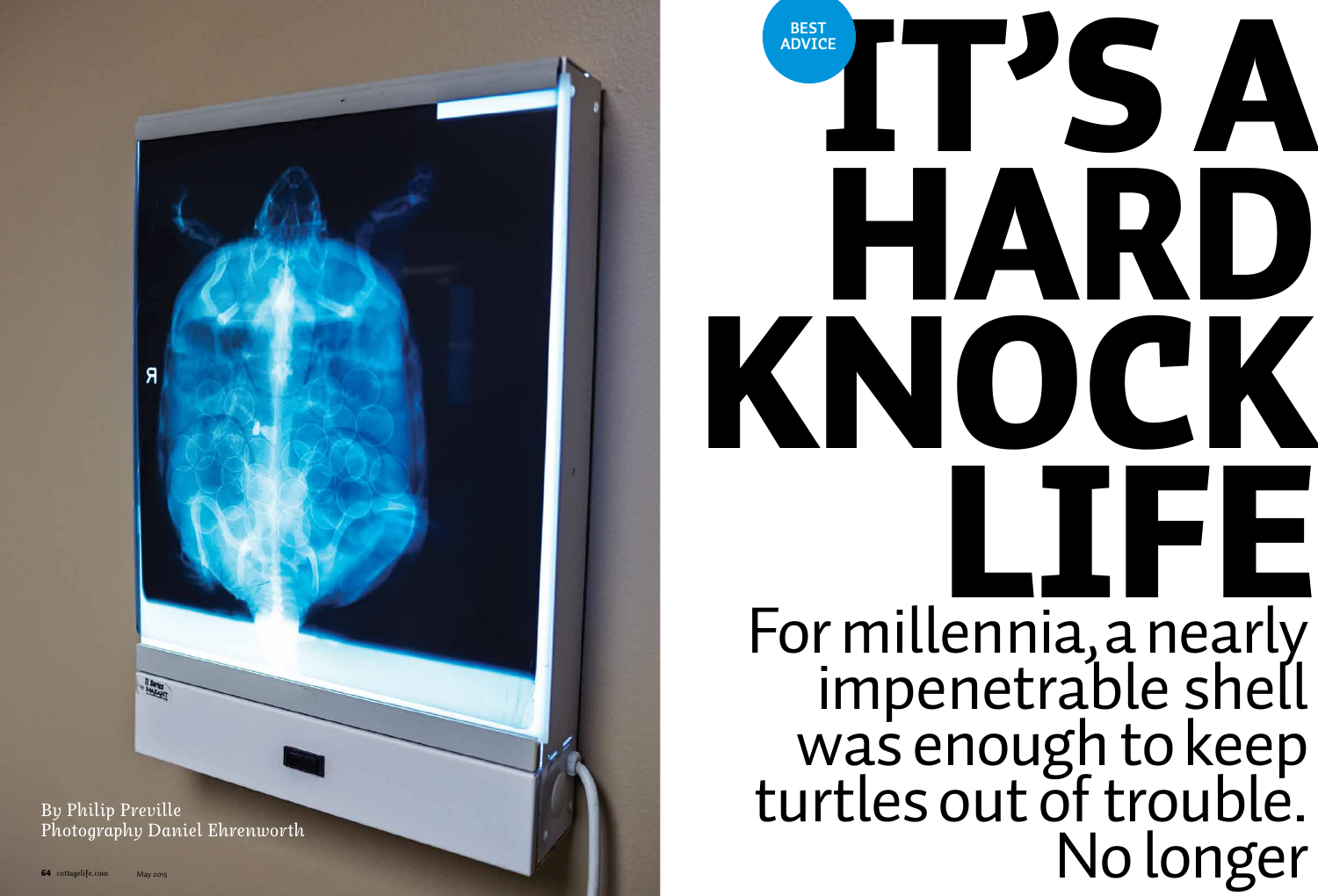BEST ADVICE

# IT'S A HARD KNOCK LIFE

For millennia, a nearly impenetrable shell was enough to keep turtles out of trouble. No longer

By Philip Preville
Photography Daniel Ehrenworth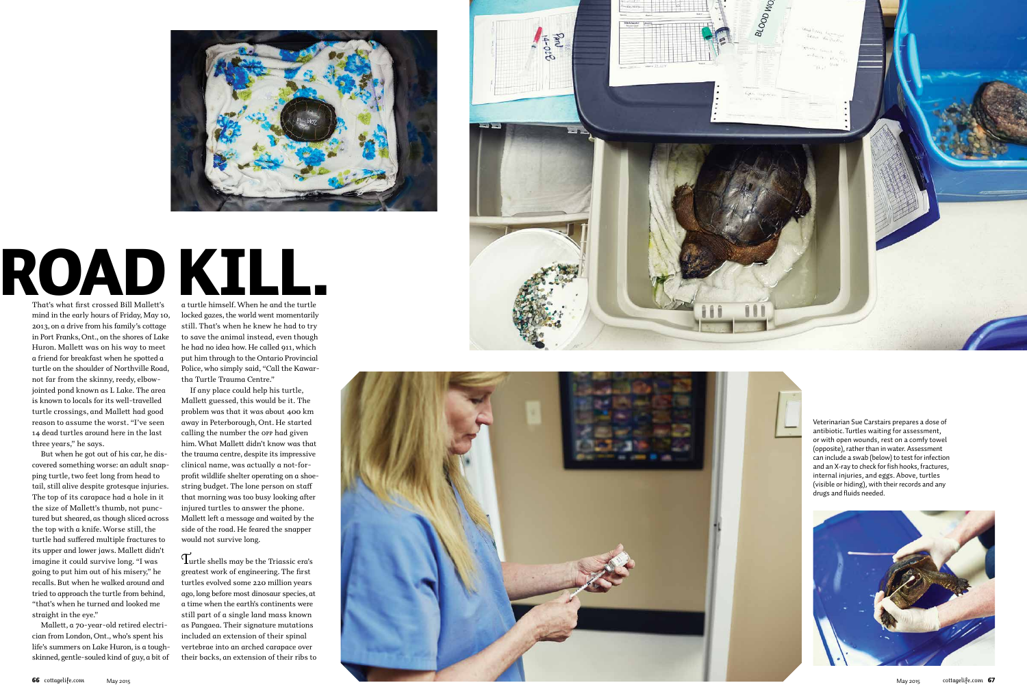# ROAD KILL.

That's what first crossed Bill Mallett's mind in the early hours of Friday, May 10, 2013, on a drive from his family's cottage in Port Franks, Ont., on the shores of Lake Huron. Mallett was on his way to meet a friend for breakfast when he spotted a turtle on the shoulder of Northville Road, not far from the skinny, reedy, elbow-jointed pond known as L Lake. The area is known to locals for its well-travelled turtle crossings, and Mallett had good reason to assume the worst. "I've seen 14 dead turtles around here in the last three years," he says.

But when he got out of his car, he discovered something worse: an adult snapping turtle, two feet long from head to tail, still alive despite grotesque injuries. The top of its carapace had a hole in it the size of Mallett's thumb, not punctured but sheared, as though sliced across the top with a knife. Worse still, the turtle had suffered multiple fractures to its upper and lower jaws. Mallett didn't imagine it could survive long. "I was going to put him out of his misery," he recalls. But when he walked around and tried to approach the turtle from behind, "that's when he turned and looked me straight in the eye."

Mallett, a 70-year-old retired electrician from London, Ont., who's spent his life's summers on Lake Huron, is a tough-skinned, gentle-souled kind of guy, a bit of a turtle himself. When he and the turtle locked gazes, the world went momentarily still. That's when he knew he had to try to save the animal instead, even though he had no idea how. He called 911, which put him through to the Ontario Provincial Police, who simply said, "Call the Kawartha Turtle Trauma Centre."

If any place could help his turtle, Mallett guessed, this would be it. The problem was that it was about 400 km away in Peterborough, Ont. He started calling the number the OPP had given him. What Mallett didn't know was that the trauma centre, despite its impressive clinical name, was actually a not-for-profit wildlife shelter operating on a shoestring budget. The lone person on staff that morning was too busy looking after injured turtles to answer the phone. Mallett left a message and waited by the side of the road. He feared the snapper would not survive long.

Turtle shells may be the Triassic era's greatest work of engineering. The first turtles evolved some 220 million years ago, long before most dinosaur species, at a time when the earth's continents were still part of a single land mass known as Pangaea. Their signature mutations included an extension of their spinal vertebrae into an arched carapace over their backs, an extension of their ribs to

Veterinarian Sue Carstairs prepares a dose of antibiotic. Turtles waiting for assessment, or with open wounds, rest on a comfy towel (opposite), rather than in water. Assessment can include a swab (below) to test for infection and an X-ray to check for fish hooks, fractures, internal injuries, and eggs. Above, turtles (visible or hiding), with their records and any drugs and fluids needed.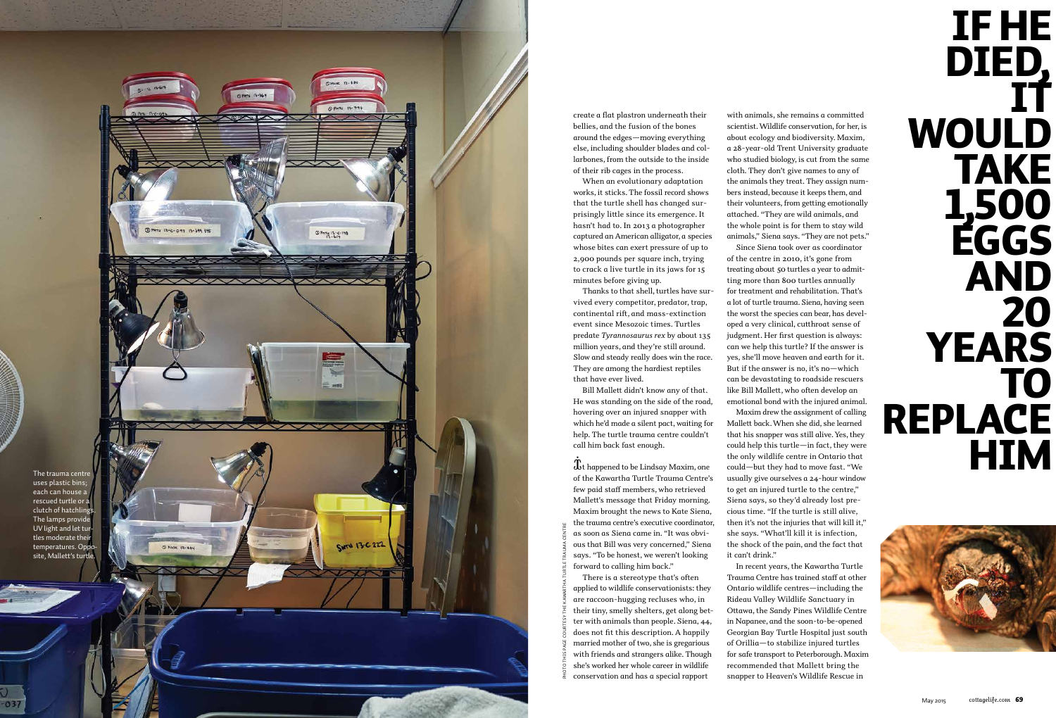create a flat plastron underneath their bellies, and the fusion of the bones around the edges—moving everything else, including shoulder blades and collarbones, from the outside to the inside of their rib cages in the process.

When an evolutionary adaptation works, it sticks. The fossil record shows that the turtle shell has changed surprisingly little since its emergence. It hasn't had to. In 2013 a photographer captured an American alligator, a species whose bites can exert pressure of up to 2,900 pounds per square inch, trying to crack a live turtle in its jaws for 15 minutes before giving up.

Thanks to that shell, turtles have survived every competitor, predator, trap, continental rift, and mass-extinction event since Mesozoic times. Turtles predate *Tyrannosaurus rex* by about 135 million years, and they're still around. Slow and steady really does win the race. They are among the hardiest reptiles that have ever lived.

Bill Mallett didn't know any of that. He was standing on the side of the road, hovering over an injured snapper with which he'd made a silent pact, waiting for help. The turtle trauma centre couldn't call him back fast enough.

It happened to be Lindsay Maxim, one of the Kawartha Turtle Trauma Centre's few paid staff members, who retrieved Mallett's message that Friday morning. Maxim brought the news to Kate Siena, the trauma centre's executive coordinator, as soon as Siena came in. "It was obvious that Bill was very concerned," Siena says. "To be honest, we weren't looking forward to calling him back."

There is a stereotype that's often applied to wildlife conservationists: they are raccoon-hugging recluses who, in their tiny, smelly shelters, get along better with animals than people. Siena, 44, does not fit this description. A happily married mother of two, she is gregarious with friends and strangers alike. Though she's worked her whole career in wildlife conservation and has a special rapport with animals, she remains a committed scientist. Wildlife conservation, for her, is about ecology and biodiversity. Maxim, a 28-year-old Trent University graduate who studied biology, is cut from the same cloth. They don't give names to any of the animals they treat. They assign numbers instead, because it keeps them, and their volunteers, from getting emotionally attached. "They are wild animals, and the whole point is for them to stay wild animals," Siena says. "They are not pets."

Since Siena took over as coordinator of the centre in 2010, it's gone from treating about 50 turtles a year to admitting more than 800 turtles annually for treatment and rehabilitation. That's a lot of turtle trauma. Siena, having seen the worst the species can bear, has developed a very clinical, cutthroat sense of judgment. Her first question is always: can we help this turtle? If the answer is yes, she'll move heaven and earth for it. But if the answer is no, it's no—which can be devastating to roadside rescuers like Bill Mallett, who often develop an emotional bond with the injured animal.

Maxim drew the assignment of calling Mallett back. When she did, she learned that his snapper was still alive. Yes, they could help this turtle—in fact, they were the only wildlife centre in Ontario that could—but they had to move fast. "We usually give ourselves a 24-hour window to get an injured turtle to the centre," Siena says, so they'd already lost precious time. "If the turtle is still alive, then it's not the injuries that will kill it," she says. "What'll kill it is infection, the shock of the pain, and the fact that it can't drink."

In recent years, the Kawartha Turtle Trauma Centre has trained staff at other Ontario wildlife centres—including the Rideau Valley Wildlife Sanctuary in Ottawa, the Sandy Pines Wildlife Centre in Napanee, and the soon-to-be-opened Georgian Bay Turtle Hospital just south of Orillia—to stabilize injured turtles for safe transport to Peterborough. Maxim recommended that Mallett bring the snapper to Heaven's Wildlife Rescue in

# IF HE DIED, IT WOULD TAKE 1,500 EGGS AND 20 YEARS TO REPLACE HIM

The trauma centre uses plastic bins; each can house a rescued turtle or a clutch of hatchlings. The lamps provide UV light and let turtles moderate their temperatures. Opposite, Mallett's turtle.

PHOTO THIS PAGE COURTESY THE KAWARTHA TURTLE TRAUMA CENTRE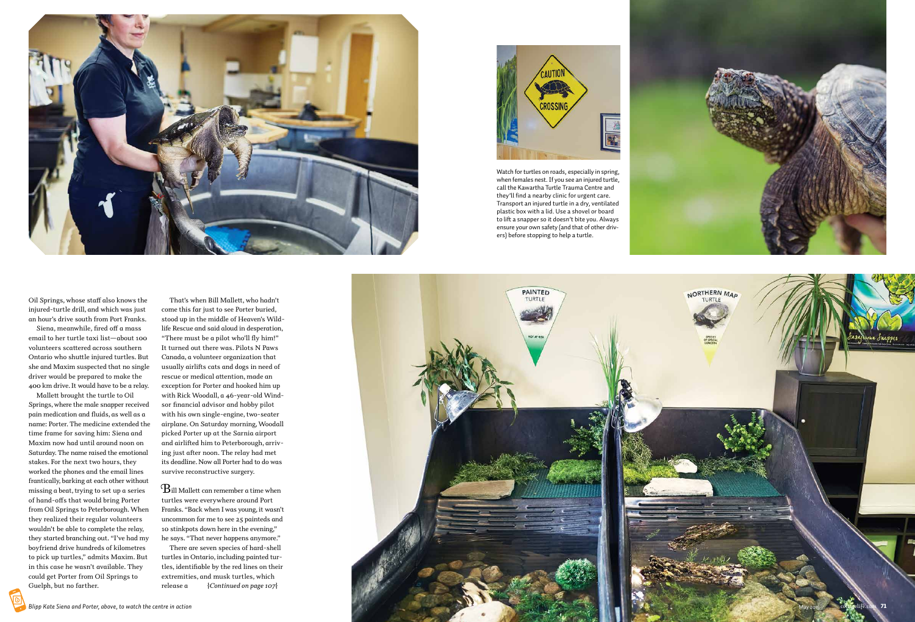Watch for turtles on roads, especially in spring, when females nest. If you see an injured turtle, call the Kawartha Turtle Trauma Centre and they'll find a nearby clinic for urgent care. Transport an injured turtle in a dry, ventilated plastic box with a lid. Use a shovel or board to lift a snapper so it doesn't bite you. Always ensure your own safety (and that of other drivers) before stopping to help a turtle.

Oil Springs, whose staff also knows the injured-turtle drill, and which was just an hour's drive south from Port Franks.

Siena, meanwhile, fired off a mass email to her turtle taxi list—about 100 volunteers scattered across southern Ontario who shuttle injured turtles. But she and Maxim suspected that no single driver would be prepared to make the 400 km drive. It would have to be a relay.

Mallett brought the turtle to Oil Springs, where the male snapper received pain medication and fluids, as well as a name: Porter. The medicine extended the time frame for saving him: Siena and Maxim now had until around noon on Saturday. The name raised the emotional stakes. For the next two hours, they worked the phones and the email lines frantically, barking at each other without missing a beat, trying to set up a series of hand-offs that would bring Porter from Oil Springs to Peterborough. When they realized their regular volunteers wouldn't be able to complete the relay, they started branching out. "I've had my boyfriend drive hundreds of kilometres to pick up turtles," admits Maxim. But in this case he wasn't available. They could get Porter from Oil Springs to Guelph, but no farther.

That's when Bill Mallett, who hadn't come this far just to see Porter buried, stood up in the middle of Heaven's Wildlife Rescue and said aloud in desperation, "There must be a pilot who'll fly him!" It turned out there was. Pilots N Paws Canada, a volunteer organization that usually airlifts cats and dogs in need of rescue or medical attention, made an exception for Porter and hooked him up with Rick Woodall, a 46-year-old Windsor financial advisor and hobby pilot with his own single-engine, two-seater airplane. On Saturday morning, Woodall picked Porter up at the Sarnia airport and airlifted him to Peterborough, arriving just after noon. The relay had met its deadline. Now all Porter had to do was survive reconstructive surgery.

Bill Mallett can remember a time when turtles were everywhere around Port Franks. "Back when I was young, it wasn't uncommon for me to see 25 painteds and 10 stinkpots down here in the evening," he says. "That never happens anymore."

There are seven species of hard-shell turtles in Ontario, including painted turtles, identifiable by the red lines on their extremities, and musk turtles, which release a *{Continued on page 107}*

*Blipp Kate Siena and Porter, above, to watch the centre in action*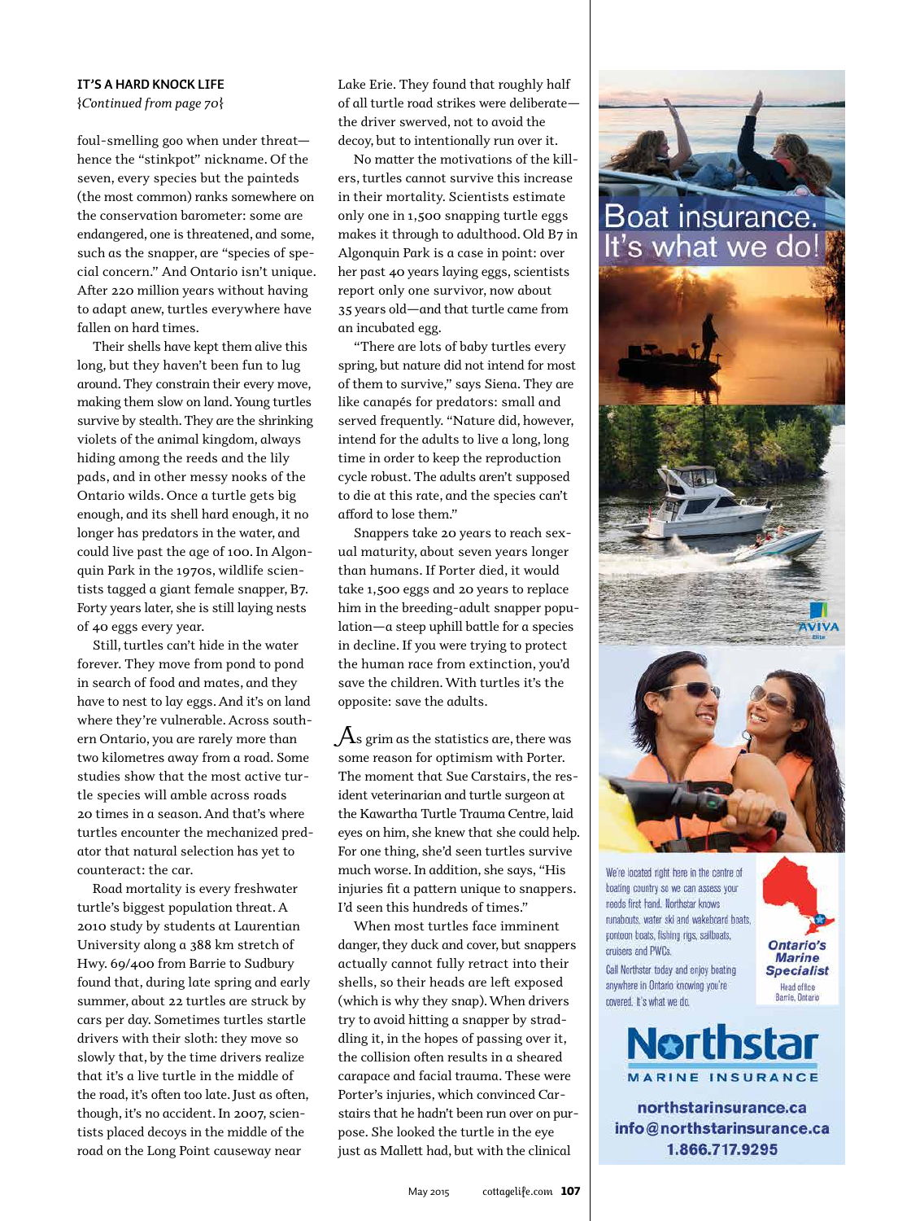**IT'S A HARD KNOCK LIFE**
*{Continued from page 70}*

foul-smelling goo when under threat—hence the "stinkpot" nickname. Of the seven, every species but the painteds (the most common) ranks somewhere on the conservation barometer: some are endangered, one is threatened, and some, such as the snapper, are "species of special concern." And Ontario isn't unique. After 220 million years without having to adapt anew, turtles everywhere have fallen on hard times.

Their shells have kept them alive this long, but they haven't been fun to lug around. They constrain their every move, making them slow on land. Young turtles survive by stealth. They are the shrinking violets of the animal kingdom, always hiding among the reeds and the lily pads, and in other messy nooks of the Ontario wilds. Once a turtle gets big enough, and its shell hard enough, it no longer has predators in the water, and could live past the age of 100. In Algonquin Park in the 1970s, wildlife scientists tagged a giant female snapper, B7. Forty years later, she is still laying nests of 40 eggs every year.

Still, turtles can't hide in the water forever. They move from pond to pond in search of food and mates, and they have to nest to lay eggs. And it's on land where they're vulnerable. Across southern Ontario, you are rarely more than two kilometres away from a road. Some studies show that the most active turtle species will amble across roads 20 times in a season. And that's where turtles encounter the mechanized predator that natural selection has yet to counteract: the car.

Road mortality is every freshwater turtle's biggest population threat. A 2010 study by students at Laurentian University along a 388 km stretch of Hwy. 69/400 from Barrie to Sudbury found that, during late spring and early summer, about 22 turtles are struck by cars per day. Sometimes turtles startle drivers with their sloth: they move so slowly that, by the time drivers realize that it's a live turtle in the middle of the road, it's often too late. Just as often, though, it's no accident. In 2007, scientists placed decoys in the middle of the road on the Long Point causeway near Lake Erie. They found that roughly half of all turtle road strikes were deliberate—the driver swerved, not to avoid the decoy, but to intentionally run over it.

No matter the motivations of the killers, turtles cannot survive this increase in their mortality. Scientists estimate only one in 1,500 snapping turtle eggs makes it through to adulthood. Old B7 in Algonquin Park is a case in point: over her past 40 years laying eggs, scientists report only one survivor, now about 35 years old—and that turtle came from an incubated egg.

"There are lots of baby turtles every spring, but nature did not intend for most of them to survive," says Siena. They are like canapés for predators: small and served frequently. "Nature did, however, intend for the adults to live a long, long time in order to keep the reproduction cycle robust. The adults aren't supposed to die at this rate, and the species can't afford to lose them."

Snappers take 20 years to reach sexual maturity, about seven years longer than humans. If Porter died, it would take 1,500 eggs and 20 years to replace him in the breeding-adult snapper population—a steep uphill battle for a species in decline. If you were trying to protect the human race from extinction, you'd save the children. With turtles it's the opposite: save the adults.

As grim as the statistics are, there was some reason for optimism with Porter. The moment that Sue Carstairs, the resident veterinarian and turtle surgeon at the Kawartha Turtle Trauma Centre, laid eyes on him, she knew that she could help. For one thing, she'd seen turtles survive much worse. In addition, she says, "His injuries fit a pattern unique to snappers. I'd seen this hundreds of times."

When most turtles face imminent danger, they duck and cover, but snappers actually cannot fully retract into their shells, so their heads are left exposed (which is why they snap). When drivers try to avoid hitting a snapper by straddling it, in the hopes of passing over it, the collision often results in a sheared carapace and facial trauma. These were Porter's injuries, which convinced Carstairs that he hadn't been run over on purpose. She looked the turtle in the eye just as Mallett had, but with the clinical

Boat insurance. It's what we do!

We're located right here in the centre of boating country so we can assess your needs first hand. Northstar knows runabouts, water ski and wakeboard boats, pontoon boats, fishing rigs, sailboats, cruisers and PWCs.

Call Northstar today and enjoy boating anywhere in Ontario knowing you're covered. It's what we do.

Ontario's Marine Specialist
Head office Barrie, Ontario

Northstar MARINE INSURANCE

northstarinsurance.ca
info@northstarinsurance.ca
1.866.717.9295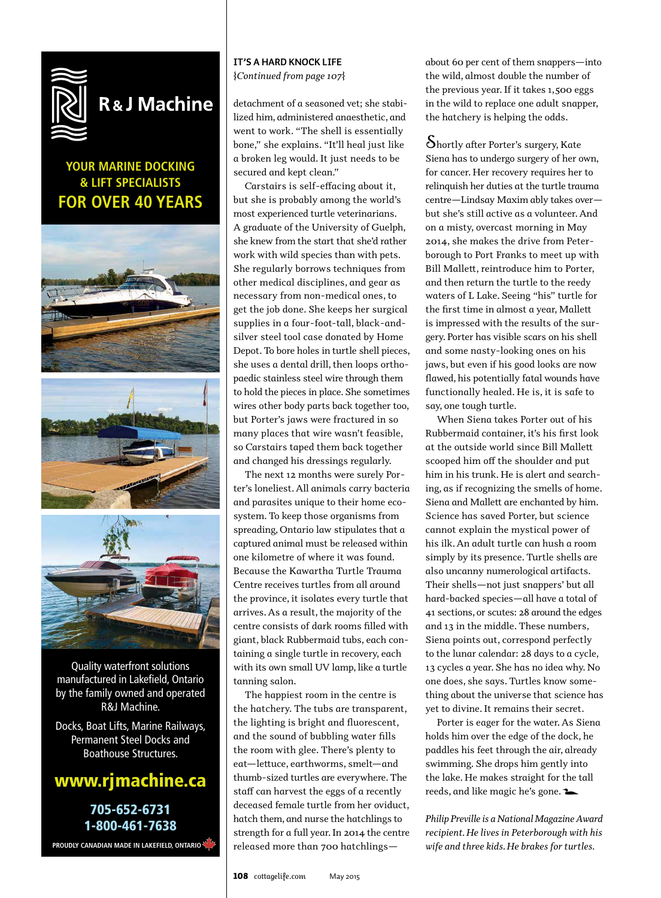R&J Machine

YOUR MARINE DOCKING & LIFT SPECIALISTS FOR OVER 40 YEARS

Quality waterfront solutions manufactured in Lakefield, Ontario by the family owned and operated R&J Machine.

Docks, Boat Lifts, Marine Railways, Permanent Steel Docks and Boathouse Structures.

www.rjmachine.ca

705-652-6731
1-800-461-7638

PROUDLY CANADIAN MADE IN LAKEFIELD, ONTARIO

**IT'S A HARD KNOCK LIFE**
*{Continued from page 107}*

detachment of a seasoned vet; she stabilized him, administered anaesthetic, and went to work. "The shell is essentially bone," she explains. "It'll heal just like a broken leg would. It just needs to be secured and kept clean."

Carstairs is self-effacing about it, but she is probably among the world's most experienced turtle veterinarians. A graduate of the University of Guelph, she knew from the start that she'd rather work with wild species than with pets. She regularly borrows techniques from other medical disciplines, and gear as necessary from non-medical ones, to get the job done. She keeps her surgical supplies in a four-foot-tall, black-and-silver steel tool case donated by Home Depot. To bore holes in turtle shell pieces, she uses a dental drill, then loops orthopaedic stainless steel wire through them to hold the pieces in place. She sometimes wires other body parts back together too, but Porter's jaws were fractured in so many places that wire wasn't feasible, so Carstairs taped them back together and changed his dressings regularly.

The next 12 months were surely Porter's loneliest. All animals carry bacteria and parasites unique to their home ecosystem. To keep those organisms from spreading, Ontario law stipulates that a captured animal must be released within one kilometre of where it was found. Because the Kawartha Turtle Trauma Centre receives turtles from all around the province, it isolates every turtle that arrives. As a result, the majority of the centre consists of dark rooms filled with giant, black Rubbermaid tubs, each containing a single turtle in recovery, each with its own small UV lamp, like a turtle tanning salon.

The happiest room in the centre is the hatchery. The tubs are transparent, the lighting is bright and fluorescent, and the sound of bubbling water fills the room with glee. There's plenty to eat—lettuce, earthworms, smelt—and thumb-sized turtles are everywhere. The staff can harvest the eggs of a recently deceased female turtle from her oviduct, hatch them, and nurse the hatchlings to strength for a full year. In 2014 the centre released more than 700 hatchlings—about 60 per cent of them snappers—into the wild, almost double the number of the previous year. If it takes 1,500 eggs in the wild to replace one adult snapper, the hatchery is helping the odds.

Shortly after Porter's surgery, Kate Siena has to undergo surgery of her own, for cancer. Her recovery requires her to relinquish her duties at the turtle trauma centre—Lindsay Maxim ably takes over—but she's still active as a volunteer. And on a misty, overcast morning in May 2014, she makes the drive from Peterborough to Port Franks to meet up with Bill Mallett, reintroduce him to Porter, and then return the turtle to the reedy waters of L Lake. Seeing "his" turtle for the first time in almost a year, Mallett is impressed with the results of the surgery. Porter has visible scars on his shell and some nasty-looking ones on his jaws, but even if his good looks are now flawed, his potentially fatal wounds have functionally healed. He is, it is safe to say, one tough turtle.

When Siena takes Porter out of his Rubbermaid container, it's his first look at the outside world since Bill Mallett scooped him off the shoulder and put him in his trunk. He is alert and searching, as if recognizing the smells of home. Siena and Mallett are enchanted by him. Science has saved Porter, but science cannot explain the mystical power of his ilk. An adult turtle can hush a room simply by its presence. Turtle shells are also uncanny numerological artifacts. Their shells—not just snappers' but all hard-backed species—all have a total of 41 sections, or scutes: 28 around the edges and 13 in the middle. These numbers, Siena points out, correspond perfectly to the lunar calendar: 28 days to a cycle, 13 cycles a year. She has no idea why. No one does, she says. Turtles know something about the universe that science has yet to divine. It remains their secret.

Porter is eager for the water. As Siena holds him over the edge of the dock, he paddles his feet through the air, already swimming. She drops him gently into the lake. He makes straight for the tall reeds, and like magic he's gone.

*Philip Preville is a National Magazine Award recipient. He lives in Peterborough with his wife and three kids. He brakes for turtles.*